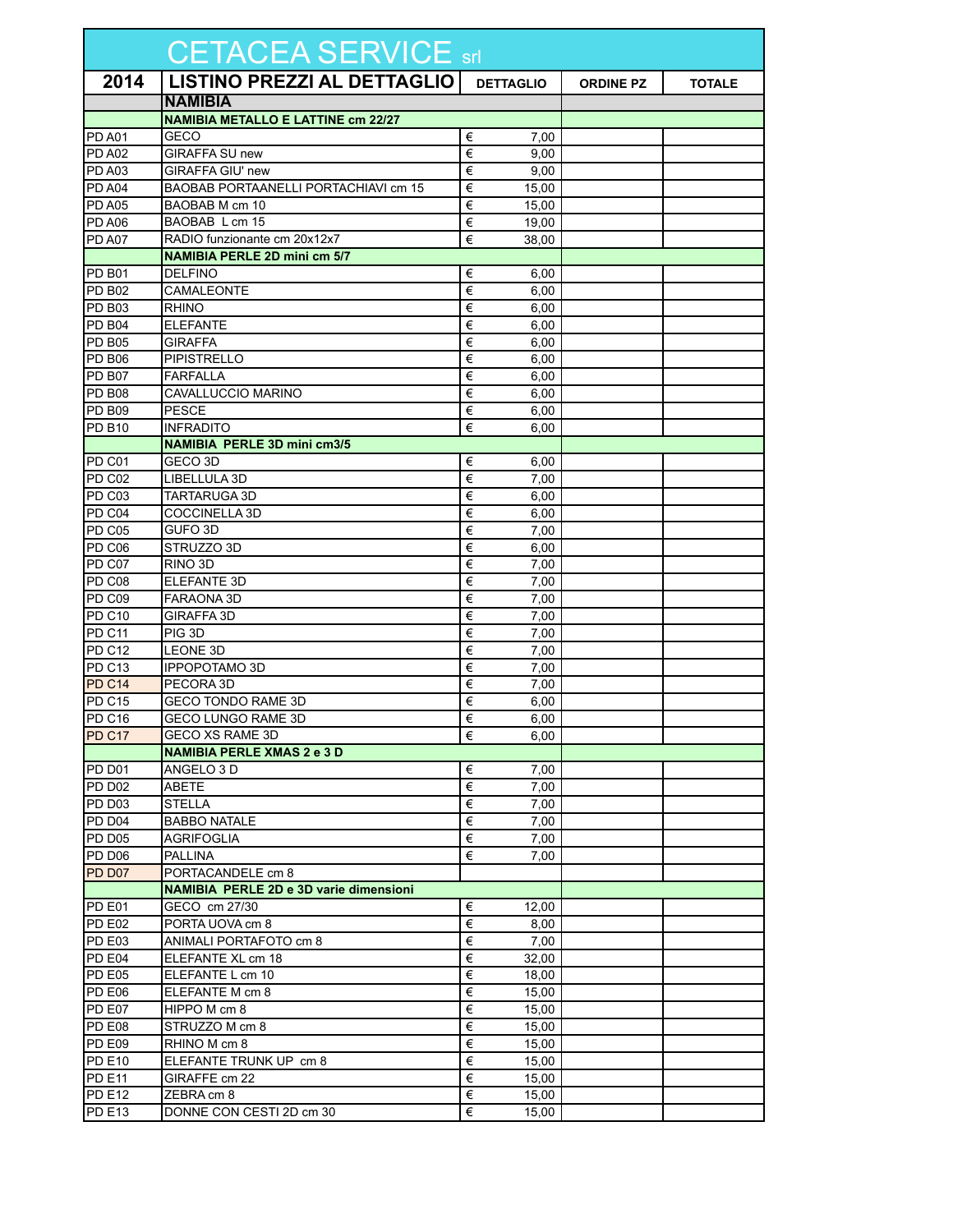# CETACEA SERVICE srl

| 2014 | LISTINO PREZZI AL DETTAGLIO | DETTAGLIO | ORDINE PZ | TOTALE |
|---|---|---|---|---|
| | **NAMIBIA** | | | |
| | **NAMIBIA METALLO E LATTINE cm 22/27** | | | |
| PD A01 | GECO | € 7,00 | | |
| PD A02 | GIRAFFA SU new | € 9,00 | | |
| PD A03 | GIRAFFA GIU' new | € 9,00 | | |
| PD A04 | BAOBAB PORTAANELLI PORTACHIAVI cm 15 | € 15,00 | | |
| PD A05 | BAOBAB M cm 10 | € 15,00 | | |
| PD A06 | BAOBAB L cm 15 | € 19,00 | | |
| PD A07 | RADIO funzionante cm 20x12x7 | € 38,00 | | |
| | **NAMIBIA PERLE 2D mini cm 5/7** | | | |
| PD B01 | DELFINO | € 6,00 | | |
| PD B02 | CAMALEONTE | € 6,00 | | |
| PD B03 | RHINO | € 6,00 | | |
| PD B04 | ELEFANTE | € 6,00 | | |
| PD B05 | GIRAFFA | € 6,00 | | |
| PD B06 | PIPISTRELLO | € 6,00 | | |
| PD B07 | FARFALLA | € 6,00 | | |
| PD B08 | CAVALLUCCIO MARINO | € 6,00 | | |
| PD B09 | PESCE | € 6,00 | | |
| PD B10 | INFRADITO | € 6,00 | | |
| | **NAMIBIA PERLE 3D mini cm3/5** | | | |
| PD C01 | GECO 3D | € 6,00 | | |
| PD C02 | LIBELLULA 3D | € 7,00 | | |
| PD C03 | TARTARUGA 3D | € 6,00 | | |
| PD C04 | COCCINELLA 3D | € 6,00 | | |
| PD C05 | GUFO 3D | € 7,00 | | |
| PD C06 | STRUZZO 3D | € 6,00 | | |
| PD C07 | RINO 3D | € 7,00 | | |
| PD C08 | ELEFANTE 3D | € 7,00 | | |
| PD C09 | FARAONA 3D | € 7,00 | | |
| PD C10 | GIRAFFA 3D | € 7,00 | | |
| PD C11 | PIG 3D | € 7,00 | | |
| PD C12 | LEONE 3D | € 7,00 | | |
| PD C13 | IPPOPOTAMO 3D | € 7,00 | | |
| PD C14 | PECORA 3D | € 7,00 | | |
| PD C15 | GECO TONDO RAME 3D | € 6,00 | | |
| PD C16 | GECO LUNGO RAME 3D | € 6,00 | | |
| PD C17 | GECO XS RAME 3D | € 6,00 | | |
| | **NAMIBIA PERLE XMAS 2 e 3 D** | | | |
| PD D01 | ANGELO 3 D | € 7,00 | | |
| PD D02 | ABETE | € 7,00 | | |
| PD D03 | STELLA | € 7,00 | | |
| PD D04 | BABBO NATALE | € 7,00 | | |
| PD D05 | AGRIFOGLIA | € 7,00 | | |
| PD D06 | PALLINA | € 7,00 | | |
| PD D07 | PORTACANDELE cm 8 | | | |
| | **NAMIBIA PERLE 2D e 3D varie dimensioni** | | | |
| PD E01 | GECO cm 27/30 | € 12,00 | | |
| PD E02 | PORTA UOVA cm 8 | € 8,00 | | |
| PD E03 | ANIMALI PORTAFOTO cm 8 | € 7,00 | | |
| PD E04 | ELEFANTE XL cm 18 | € 32,00 | | |
| PD E05 | ELEFANTE L cm 10 | € 18,00 | | |
| PD E06 | ELEFANTE M cm 8 | € 15,00 | | |
| PD E07 | HIPPO M cm 8 | € 15,00 | | |
| PD E08 | STRUZZO M cm 8 | € 15,00 | | |
| PD E09 | RHINO M cm 8 | € 15,00 | | |
| PD E10 | ELEFANTE TRUNK UP cm 8 | € 15,00 | | |
| PD E11 | GIRAFFE cm 22 | € 15,00 | | |
| PD E12 | ZEBRA cm 8 | € 15,00 | | |
| PD E13 | DONNE CON CESTI 2D cm 30 | € 15,00 | | |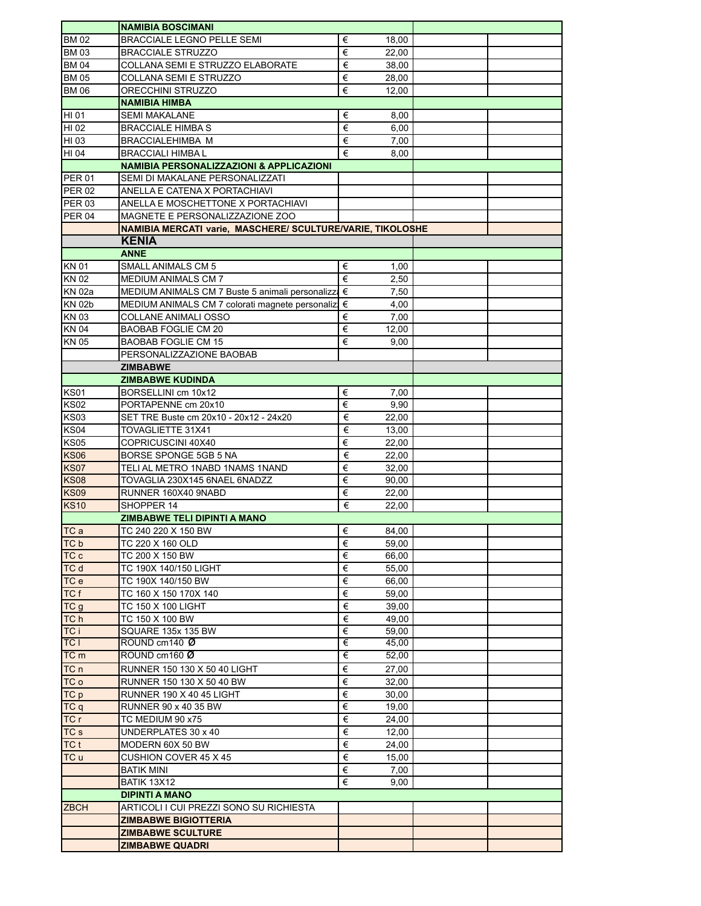| | | | | |
|---|---|---|---|---|
| | **NAMIBIA BOSCIMANI** | | | |
| BM 02 | BRACCIALE LEGNO PELLE SEMI | € 18,00 | | |
| BM 03 | BRACCIALE STRUZZO | € 22,00 | | |
| BM 04 | COLLANA SEMI E STRUZZO ELABORATE | € 38,00 | | |
| BM 05 | COLLANA SEMI E STRUZZO | € 28,00 | | |
| BM 06 | ORECCHINI STRUZZO | € 12,00 | | |
| | **NAMIBIA HIMBA** | | | |
| HI 01 | SEMI MAKALANE | € 8,00 | | |
| HI 02 | BRACCIALE HIMBA S | € 6,00 | | |
| HI 03 | BRACCIALEHIMBA M | € 7,00 | | |
| HI 04 | BRACCIALI HIMBA L | € 8,00 | | |
| | **NAMIBIA PERSONALIZZAZIONI & APPLICAZIONI** | | | |
| PER 01 | SEMI DI MAKALANE PERSONALIZZATI | | | |
| PER 02 | ANELLA E CATENA X PORTACHIAVI | | | |
| PER 03 | ANELLA E MOSCHETTONE X PORTACHIAVI | | | |
| PER 04 | MAGNETE E PERSONALIZZAZIONE ZOO | | | |
| | **NAMIBIA MERCATI varie, MASCHERE/ SCULTURE/VARIE, TIKOLOSHE** | | | |
| | **KENIA** | | | |
| | **ANNE** | | | |
| KN 01 | SMALL ANIMALS CM 5 | € 1,00 | | |
| KN 02 | MEDIUM ANIMALS CM 7 | € 2,50 | | |
| KN 02a | MEDIUM ANIMALS CM 7 Buste 5 animali personalizz | € 7,50 | | |
| KN 02b | MEDIUM ANIMALS CM 7 colorati magnete personaliz | € 4,00 | | |
| KN 03 | COLLANE ANIMALI OSSO | € 7,00 | | |
| KN 04 | BAOBAB FOGLIE CM 20 | € 12,00 | | |
| KN 05 | BAOBAB FOGLIE CM 15 | € 9,00 | | |
| | PERSONALIZZAZIONE BAOBAB | | | |
| | **ZIMBABWE** | | | |
| | **ZIMBABWE KUDINDA** | | | |
| KS01 | BORSELLINI cm 10x12 | € 7,00 | | |
| KS02 | PORTAPENNE cm 20x10 | € 9,90 | | |
| KS03 | SET TRE Buste cm 20x10 - 20x12 - 24x20 | € 22,00 | | |
| KS04 | TOVAGLIETTE 31X41 | € 13,00 | | |
| KS05 | COPRICUSCINI 40X40 | € 22,00 | | |
| KS06 | BORSE SPONGE 5GB 5 NA | € 22,00 | | |
| KS07 | TELI AL METRO 1NABD 1NAMS 1NAND | € 32,00 | | |
| KS08 | TOVAGLIA 230X145 6NAEL 6NADZZ | € 90,00 | | |
| KS09 | RUNNER 160X40 9NABD | € 22,00 | | |
| KS10 | SHOPPER 14 | € 22,00 | | |
| | **ZIMBABWE TELI DIPINTI A MANO** | | | |
| TC a | TC 240 220 X 150 BW | € 84,00 | | |
| TC b | TC 220 X 160 OLD | € 59,00 | | |
| TC c | TC 200 X 150 BW | € 66,00 | | |
| TC d | TC 190X 140/150 LIGHT | € 55,00 | | |
| TC e | TC 190X 140/150 BW | € 66,00 | | |
| TC f | TC 160 X 150 170X 140 | € 59,00 | | |
| TC g | TC 150 X 100 LIGHT | € 39,00 | | |
| TC h | TC 150 X 100 BW | € 49,00 | | |
| TC i | SQUARE 135x 135 BW | € 59,00 | | |
| TC l | ROUND cm140 Ø | € 45,00 | | |
| TC m | ROUND cm160 Ø | € 52,00 | | |
| TC n | RUNNER 150 130 X 50 40 LIGHT | € 27,00 | | |
| TC o | RUNNER 150 130 X 50 40 BW | € 32,00 | | |
| TC p | RUNNER 190 X 40 45 LIGHT | € 30,00 | | |
| TC q | RUNNER 90 x 40 35 BW | € 19,00 | | |
| TC r | TC MEDIUM 90 x75 | € 24,00 | | |
| TC s | UNDERPLATES 30 x 40 | € 12,00 | | |
| TC t | MODERN 60X 50 BW | € 24,00 | | |
| TC u | CUSHION COVER 45 X 45 | € 15,00 | | |
| | BATIK MINI | € 7,00 | | |
| | BATIK 13X12 | € 9,00 | | |
| | **DIPINTI A MANO** | | | |
| ZBCH | ARTICOLI I CUI PREZZI SONO SU RICHIESTA | | | |
| | **ZIMBABWE BIGIOTTERIA** | | | |
| | **ZIMBABWE SCULTURE** | | | |
| | **ZIMBABWE QUADRI** | | | |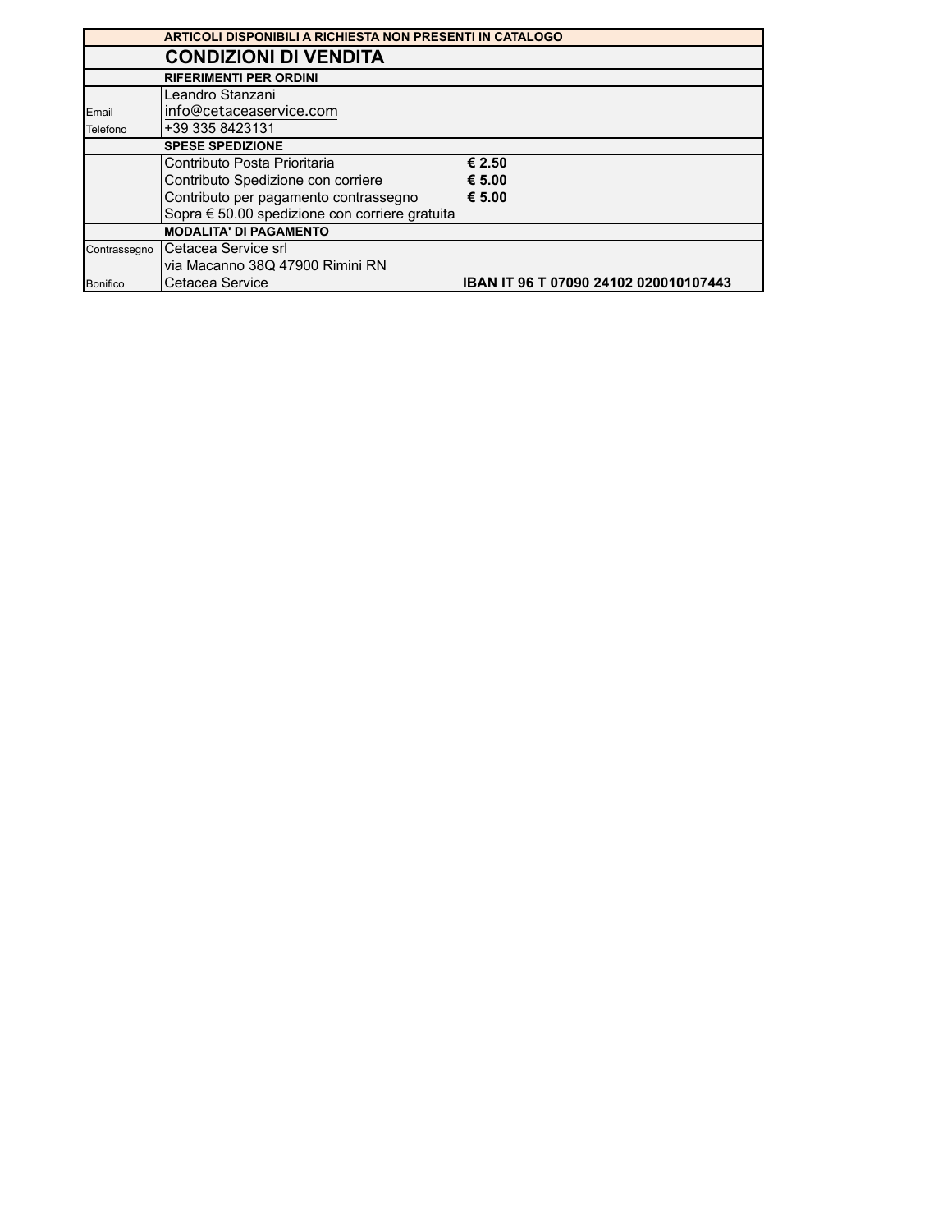| | | |
|---|---|---|
| | **ARTICOLI DISPONIBILI A RICHIESTA NON PRESENTI IN CATALOGO** | |
| | **CONDIZIONI DI VENDITA** | |
| | **RIFERIMENTI PER ORDINI** | |
| | Leandro Stanzani | |
| Email | info@cetaceaservice.com | |
| Telefono | +39 335 8423131 | |
| | **SPESE SPEDIZIONE** | |
| | Contributo Posta Prioritaria | **€ 2.50** |
| | Contributo Spedizione con corriere | **€ 5.00** |
| | Contributo per pagamento contrassegno | **€ 5.00** |
| | Sopra € 50.00 spedizione con corriere gratuita | |
| | **MODALITA' DI PAGAMENTO** | |
| Contrassegno | Cetacea Service srl | |
| | via Macanno 38Q 47900 Rimini RN | |
| Bonifico | Cetacea Service | **IBAN IT 96 T 07090 24102 020010107443** |